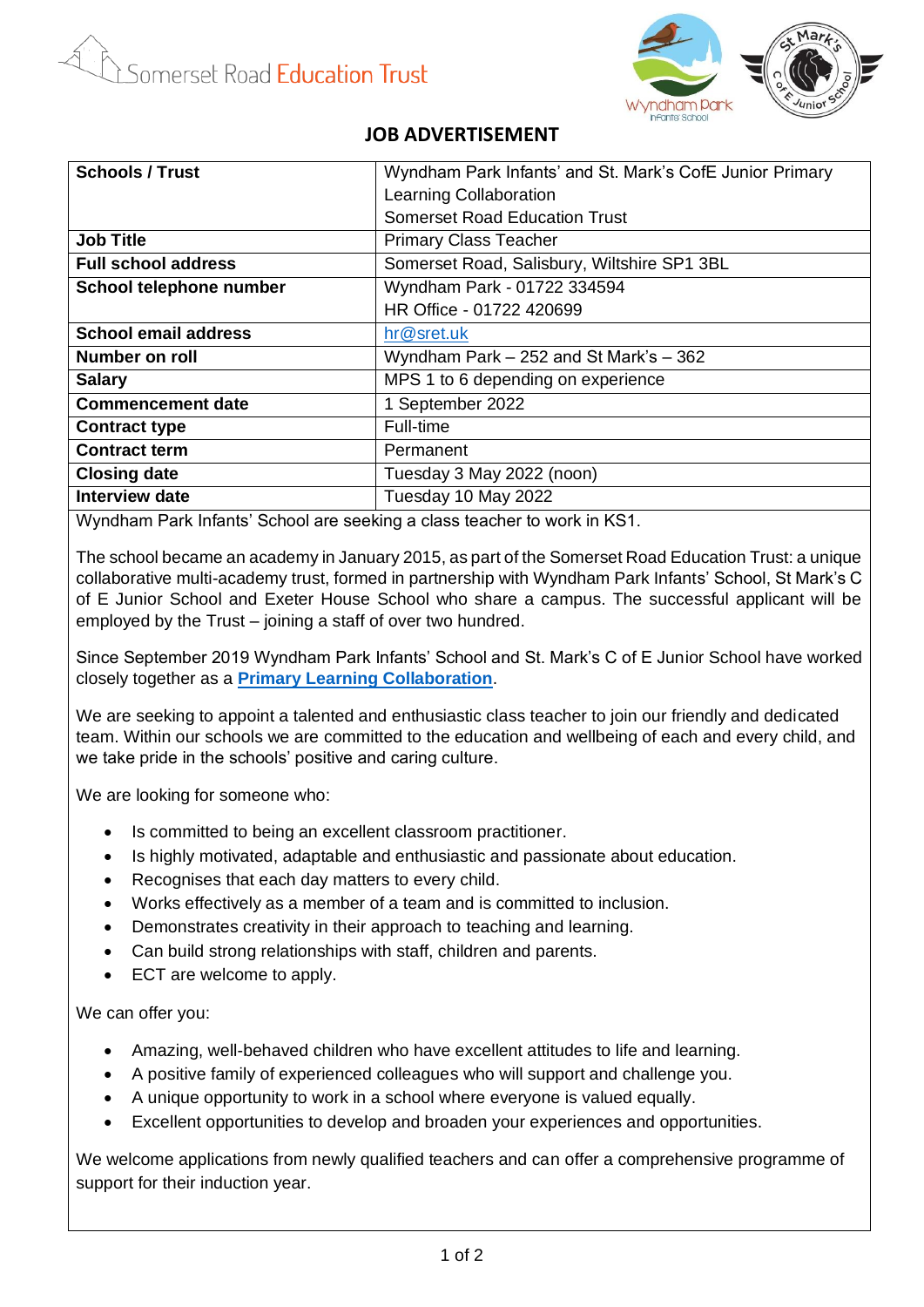Somerset Road Education Trust

# JOB ADVERTISEMENT

| | |
|---|---|
| **Schools / Trust** | Wyndham Park Infants' and St. Mark's CofE Junior Primary Learning Collaboration<br>Somerset Road Education Trust |
| **Job Title** | Primary Class Teacher |
| **Full school address** | Somerset Road, Salisbury, Wiltshire SP1 3BL |
| **School telephone number** | Wyndham Park - 01722 334594<br>HR Office - 01722 420699 |
| **School email address** | hr@sret.uk |
| **Number on roll** | Wyndham Park – 252 and St Mark's – 362 |
| **Salary** | MPS 1 to 6 depending on experience |
| **Commencement date** | 1 September 2022 |
| **Contract type** | Full-time |
| **Contract term** | Permanent |
| **Closing date** | Tuesday 3 May 2022 (noon) |
| **Interview date** | Tuesday 10 May 2022 |

Wyndham Park Infants' School are seeking a class teacher to work in KS1.

The school became an academy in January 2015, as part of the Somerset Road Education Trust: a unique collaborative multi-academy trust, formed in partnership with Wyndham Park Infants' School, St Mark's C of E Junior School and Exeter House School who share a campus. The successful applicant will be employed by the Trust – joining a staff of over two hundred.

Since September 2019 Wyndham Park Infants' School and St. Mark's C of E Junior School have worked closely together as a **Primary Learning Collaboration**.

We are seeking to appoint a talented and enthusiastic class teacher to join our friendly and dedicated team. Within our schools we are committed to the education and wellbeing of each and every child, and we take pride in the schools' positive and caring culture.

We are looking for someone who:

- Is committed to being an excellent classroom practitioner.
- Is highly motivated, adaptable and enthusiastic and passionate about education.
- Recognises that each day matters to every child.
- Works effectively as a member of a team and is committed to inclusion.
- Demonstrates creativity in their approach to teaching and learning.
- Can build strong relationships with staff, children and parents.
- ECT are welcome to apply.

We can offer you:

- Amazing, well-behaved children who have excellent attitudes to life and learning.
- A positive family of experienced colleagues who will support and challenge you.
- A unique opportunity to work in a school where everyone is valued equally.
- Excellent opportunities to develop and broaden your experiences and opportunities.

We welcome applications from newly qualified teachers and can offer a comprehensive programme of support for their induction year.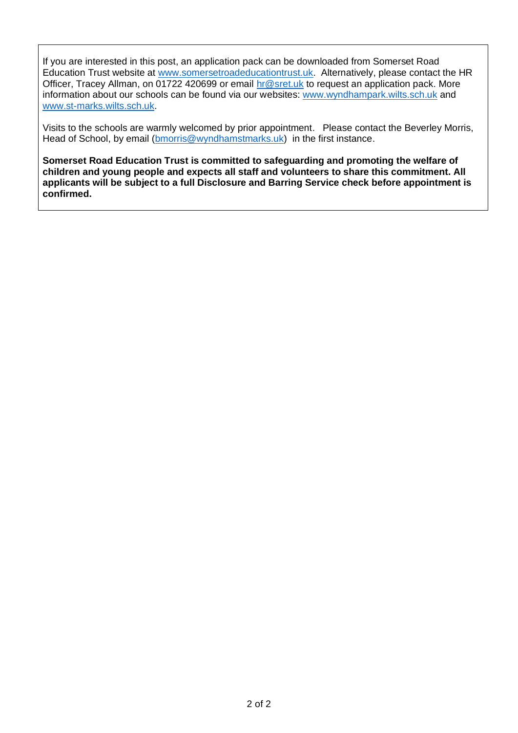If you are interested in this post, an application pack can be downloaded from Somerset Road Education Trust website at www.somersetroadeducationtrust.uk. Alternatively, please contact the HR Officer, Tracey Allman, on 01722 420699 or email hr@sret.uk to request an application pack. More information about our schools can be found via our websites: www.wyndhampark.wilts.sch.uk and www.st-marks.wilts.sch.uk.

Visits to the schools are warmly welcomed by prior appointment. Please contact the Beverley Morris, Head of School, by email (bmorris@wyndhamstmarks.uk) in the first instance.

**Somerset Road Education Trust is committed to safeguarding and promoting the welfare of children and young people and expects all staff and volunteers to share this commitment. All applicants will be subject to a full Disclosure and Barring Service check before appointment is confirmed.**